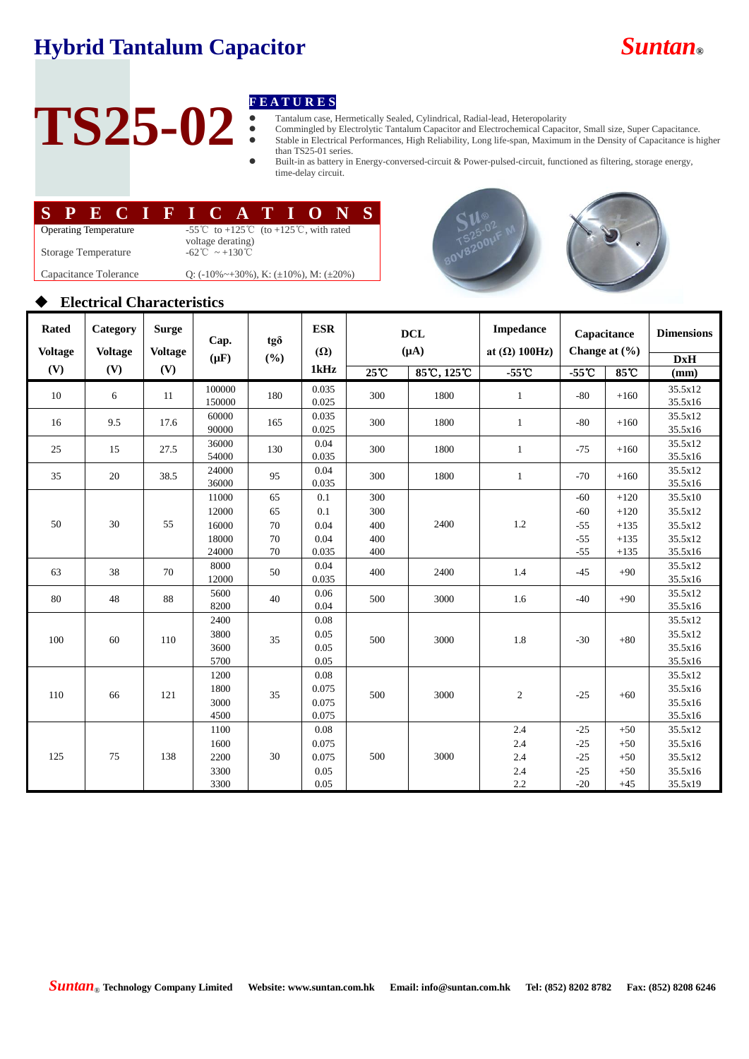# Hybrid Tantalum Capacitor

*Suntan*®

# TS25-02

## FEATURES

- Tantalum case, Hermetically Sealed, Cylindrical, Radial-lead, Heteropolarity
- Commingled by Electrolytic Tantalum Capacitor and Electrochemical Capacitor, Small size, Super Capacitance.
- Stable in Electrical Performances, High Reliability, Long life-span, Maximum in the Density of Capacitance is higher than TS25-01 series.
- Built-in as battery in Energy-conversed-circuit & Power-pulsed-circuit, functioned as filtering, storage energy, time-delay circuit.

## SPECIFICATIONS

| | |
|---|---|
| Operating Temperature | -55℃ to +125℃ (to +125℃, with rated voltage derating) |
| Storage Temperature | -62℃ ~ +130℃ |
| Capacitance Tolerance | Q: (-10%~+30%), K: (±10%), M: (±20%) |

## ◆ Electrical Characteristics

| Rated Voltage (V) | Category Voltage (V) | Surge Voltage (V) | Cap. (μF) | tgδ (%) | ESR (Ω) 1kHz | DCL (μA) | | Impedance at (Ω) 100Hz) | Capacitance Change at (%) | | Dimensions DxH (mm) |
|---|---|---|---|---|---|---|---|---|---|---|---|
| | | | | | | 25℃ | 85℃, 125℃ | -55℃ | -55℃ | 85℃ | |
| 10 | 6 | 11 | 100000<br>150000 | 180 | 0.035<br>0.025 | 300 | 1800 | 1 | -80 | +160 | 35.5x12<br>35.5x16 |
| 16 | 9.5 | 17.6 | 60000<br>90000 | 165 | 0.035<br>0.025 | 300 | 1800 | 1 | -80 | +160 | 35.5x12<br>35.5x16 |
| 25 | 15 | 27.5 | 36000<br>54000 | 130 | 0.04<br>0.035 | 300 | 1800 | 1 | -75 | +160 | 35.5x12<br>35.5x16 |
| 35 | 20 | 38.5 | 24000<br>36000 | 95 | 0.04<br>0.035 | 300 | 1800 | 1 | -70 | +160 | 35.5x12<br>35.5x16 |
| 50 | 30 | 55 | 11000<br>12000<br>16000<br>18000<br>24000 | 65<br>65<br>70<br>70<br>70 | 0.1<br>0.1<br>0.04<br>0.04<br>0.035 | 300<br>300<br>400<br>400<br>400 | 2400 | 1.2 | -60<br>-60<br>-55<br>-55<br>-55 | +120<br>+120<br>+135<br>+135<br>+135 | 35.5x10<br>35.5x12<br>35.5x12<br>35.5x12<br>35.5x16 |
| 63 | 38 | 70 | 8000<br>12000 | 50 | 0.04<br>0.035 | 400 | 2400 | 1.4 | -45 | +90 | 35.5x12<br>35.5x16 |
| 80 | 48 | 88 | 5600<br>8200 | 40 | 0.06<br>0.04 | 500 | 3000 | 1.6 | -40 | +90 | 35.5x12<br>35.5x16 |
| 100 | 60 | 110 | 2400<br>3800<br>3600<br>5700 | 35 | 0.08<br>0.05<br>0.05<br>0.05 | 500 | 3000 | 1.8 | -30 | +80 | 35.5x12<br>35.5x12<br>35.5x16<br>35.5x16 |
| 110 | 66 | 121 | 1200<br>1800<br>3000<br>4500 | 35 | 0.08<br>0.075<br>0.075<br>0.075 | 500 | 3000 | 2 | -25 | +60 | 35.5x12<br>35.5x16<br>35.5x16<br>35.5x16 |
| 125 | 75 | 138 | 1100<br>1600<br>2200<br>3300<br>3300 | 30 | 0.08<br>0.075<br>0.075<br>0.05<br>0.05 | 500 | 3000 | 2.4<br>2.4<br>2.4<br>2.4<br>2.2 | -25<br>-25<br>-25<br>-25<br>-20 | +50<br>+50<br>+50<br>+50<br>+45 | 35.5x12<br>35.5x16<br>35.5x12<br>35.5x16<br>35.5x19 |

*Suntan*® Technology Company Limited Website: www.suntan.com.hk Email: info@suntan.com.hk Tel: (852) 8202 8782 Fax: (852) 8208 6246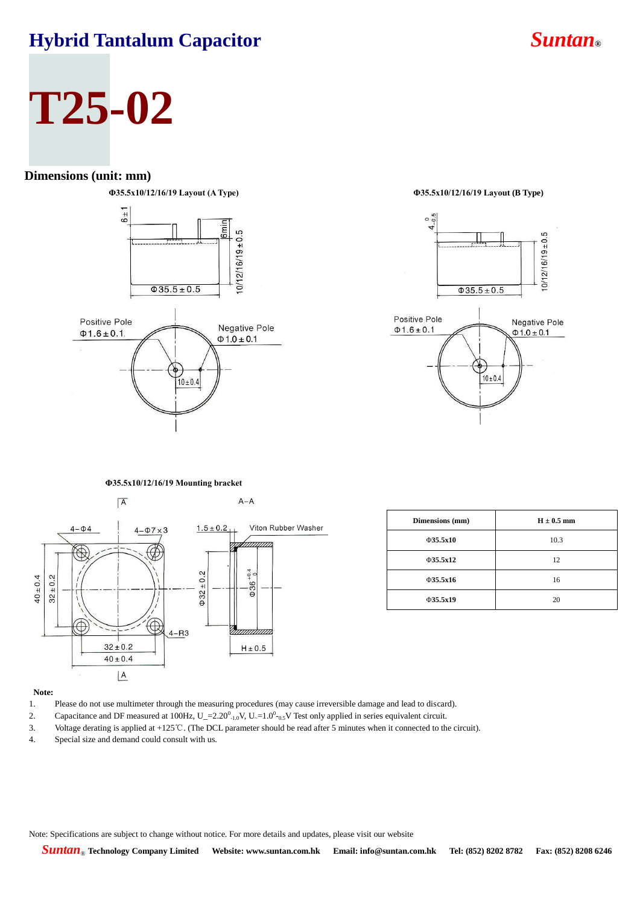# Hybrid Tantalum Capacitor

*Suntan*®

# T25-02

## Dimensions (unit: mm)

Φ35.5x10/12/16/19 Layout (A Type)

Φ35.5x10/12/16/19 Layout (B Type)

Φ35.5x10/12/16/19 Mounting bracket

| Dimensions (mm) | H ± 0.5 mm |
|---|---|
| Φ35.5x10 | 10.3 |
| Φ35.5x12 | 12 |
| Φ35.5x16 | 16 |
| Φ35.5x19 | 20 |

**Note:**

1. Please do not use multimeter through the measuring procedures (may cause irreversible damage and lead to discard).
2. Capacitance and DF measured at 100Hz, $U\_=2.20^{0}_{-1.0}$V, $U_{\sim}=1.0^{0}_{-0.5}$V Test only applied in series equivalent circuit.
3. Voltage derating is applied at +125℃. (The DCL parameter should be read after 5 minutes when it connected to the circuit).
4. Special size and demand could consult with us.

Note: Specifications are subject to change without notice. For more details and updates, please visit our website

*Suntan*® **Technology Company Limited** **Website: www.suntan.com.hk** **Email: info@suntan.com.hk** **Tel: (852) 8202 8782** **Fax: (852) 8208 6246**